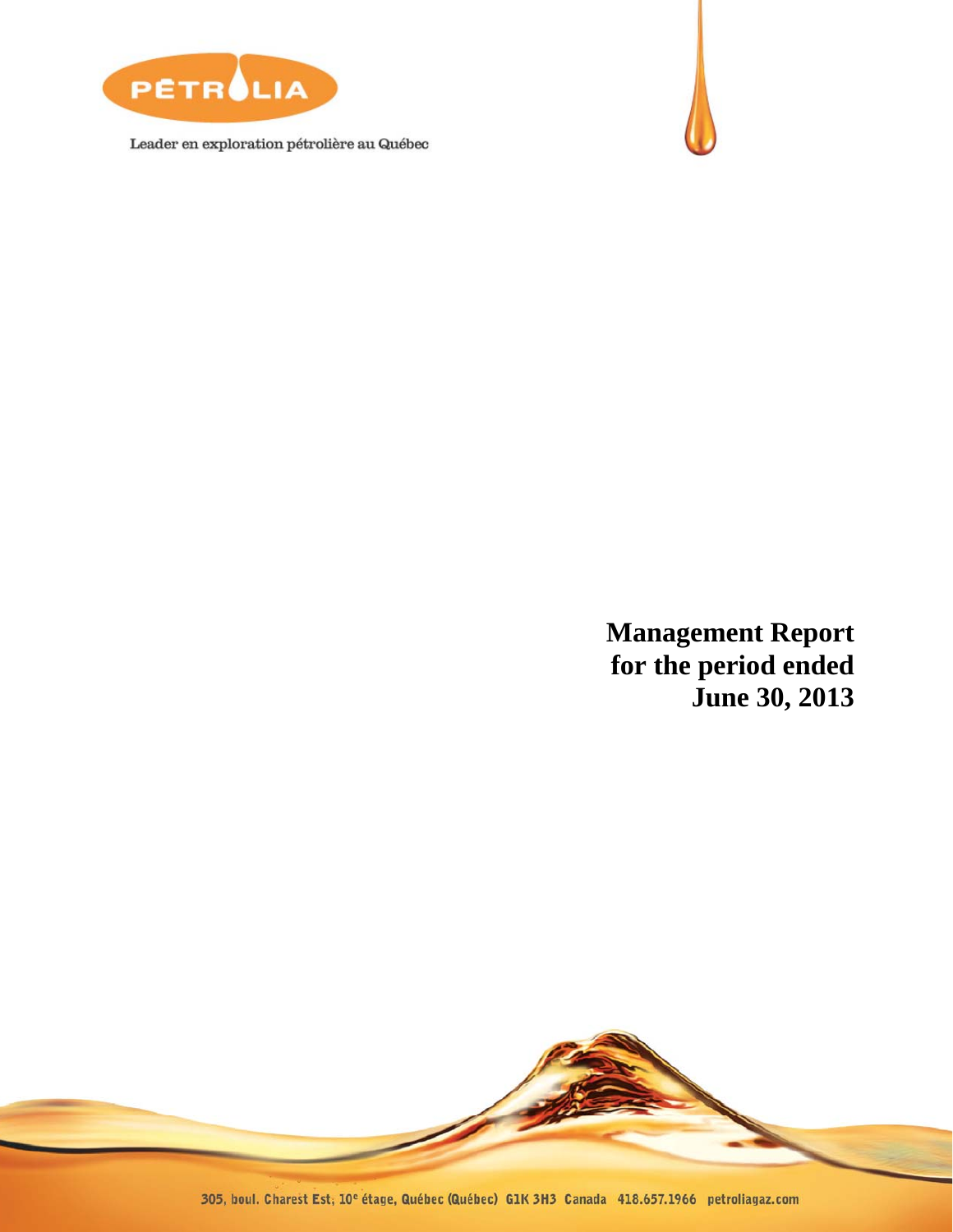PÉTROLIA

Leader en exploration pétrolière au Québec

# Management Report for the period ended June 30, 2013

305, boul. Charest Est, 10e étage, Québec (Québec) G1K 3H3 Canada 418.657.1966 petroliagaz.com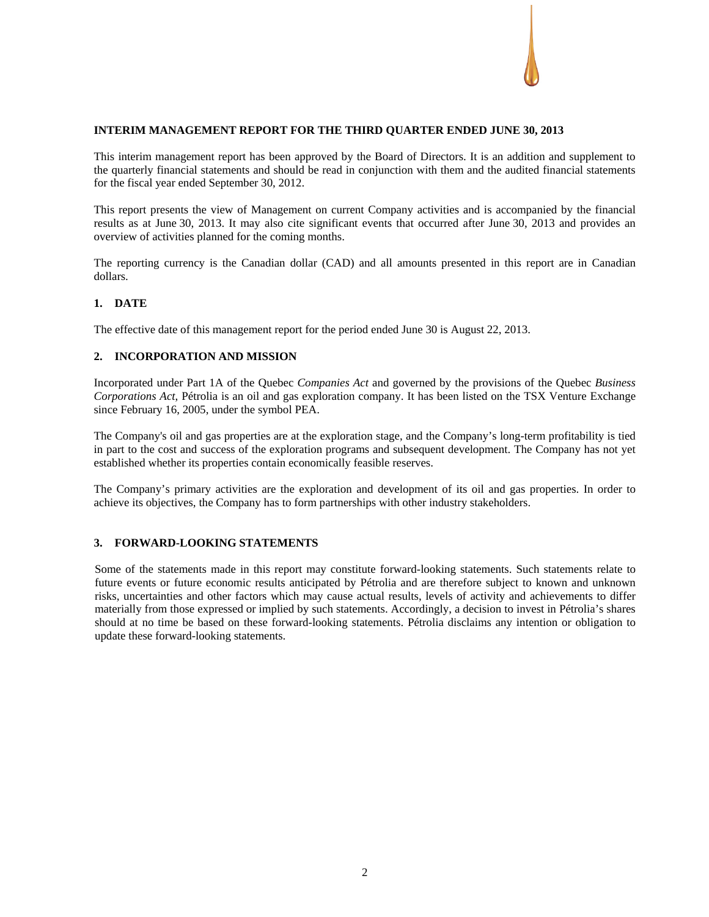**INTERIM MANAGEMENT REPORT FOR THE THIRD QUARTER ENDED JUNE 30, 2013**

This interim management report has been approved by the Board of Directors. It is an addition and supplement to the quarterly financial statements and should be read in conjunction with them and the audited financial statements for the fiscal year ended September 30, 2012.

This report presents the view of Management on current Company activities and is accompanied by the financial results as at June 30, 2013. It may also cite significant events that occurred after June 30, 2013 and provides an overview of activities planned for the coming months.

The reporting currency is the Canadian dollar (CAD) and all amounts presented in this report are in Canadian dollars.

## 1. DATE

The effective date of this management report for the period ended June 30 is August 22, 2013.

## 2. INCORPORATION AND MISSION

Incorporated under Part 1A of the Quebec *Companies Act* and governed by the provisions of the Quebec *Business Corporations Act*, Pétrolia is an oil and gas exploration company. It has been listed on the TSX Venture Exchange since February 16, 2005, under the symbol PEA.

The Company's oil and gas properties are at the exploration stage, and the Company's long-term profitability is tied in part to the cost and success of the exploration programs and subsequent development. The Company has not yet established whether its properties contain economically feasible reserves.

The Company's primary activities are the exploration and development of its oil and gas properties. In order to achieve its objectives, the Company has to form partnerships with other industry stakeholders.

## 3. FORWARD-LOOKING STATEMENTS

Some of the statements made in this report may constitute forward-looking statements. Such statements relate to future events or future economic results anticipated by Pétrolia and are therefore subject to known and unknown risks, uncertainties and other factors which may cause actual results, levels of activity and achievements to differ materially from those expressed or implied by such statements. Accordingly, a decision to invest in Pétrolia's shares should at no time be based on these forward-looking statements. Pétrolia disclaims any intention or obligation to update these forward-looking statements.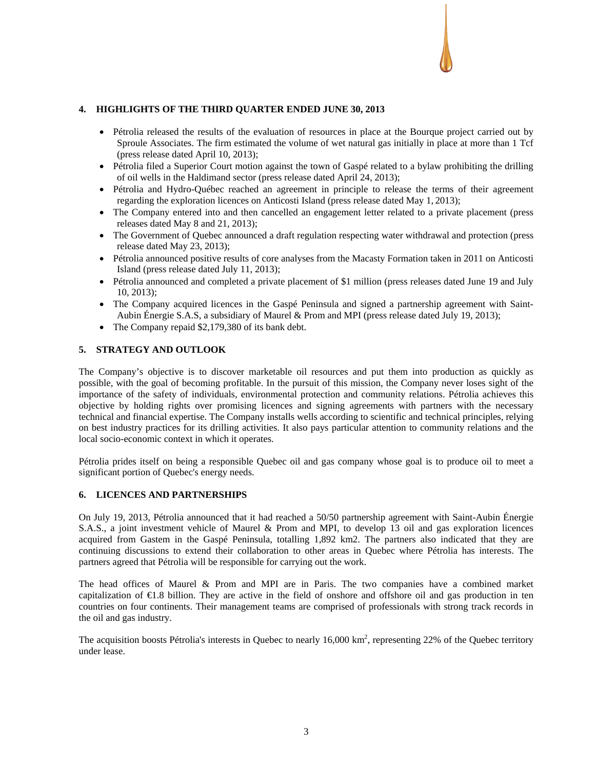## 4. HIGHLIGHTS OF THE THIRD QUARTER ENDED JUNE 30, 2013

- Pétrolia released the results of the evaluation of resources in place at the Bourque project carried out by Sproule Associates. The firm estimated the volume of wet natural gas initially in place at more than 1 Tcf (press release dated April 10, 2013);
- Pétrolia filed a Superior Court motion against the town of Gaspé related to a bylaw prohibiting the drilling of oil wells in the Haldimand sector (press release dated April 24, 2013);
- Pétrolia and Hydro-Québec reached an agreement in principle to release the terms of their agreement regarding the exploration licences on Anticosti Island (press release dated May 1, 2013);
- The Company entered into and then cancelled an engagement letter related to a private placement (press releases dated May 8 and 21, 2013);
- The Government of Quebec announced a draft regulation respecting water withdrawal and protection (press release dated May 23, 2013);
- Pétrolia announced positive results of core analyses from the Macasty Formation taken in 2011 on Anticosti Island (press release dated July 11, 2013);
- Pétrolia announced and completed a private placement of $1 million (press releases dated June 19 and July 10, 2013);
- The Company acquired licences in the Gaspé Peninsula and signed a partnership agreement with Saint-Aubin Énergie S.A.S, a subsidiary of Maurel & Prom and MPI (press release dated July 19, 2013);
- The Company repaid $2,179,380 of its bank debt.

## 5. STRATEGY AND OUTLOOK

The Company's objective is to discover marketable oil resources and put them into production as quickly as possible, with the goal of becoming profitable. In the pursuit of this mission, the Company never loses sight of the importance of the safety of individuals, environmental protection and community relations. Pétrolia achieves this objective by holding rights over promising licences and signing agreements with partners with the necessary technical and financial expertise. The Company installs wells according to scientific and technical principles, relying on best industry practices for its drilling activities. It also pays particular attention to community relations and the local socio-economic context in which it operates.

Pétrolia prides itself on being a responsible Quebec oil and gas company whose goal is to produce oil to meet a significant portion of Quebec's energy needs.

## 6. LICENCES AND PARTNERSHIPS

On July 19, 2013, Pétrolia announced that it had reached a 50/50 partnership agreement with Saint-Aubin Énergie S.A.S., a joint investment vehicle of Maurel & Prom and MPI, to develop 13 oil and gas exploration licences acquired from Gastem in the Gaspé Peninsula, totalling 1,892 km2. The partners also indicated that they are continuing discussions to extend their collaboration to other areas in Quebec where Pétrolia has interests. The partners agreed that Pétrolia will be responsible for carrying out the work.

The head offices of Maurel & Prom and MPI are in Paris. The two companies have a combined market capitalization of €1.8 billion. They are active in the field of onshore and offshore oil and gas production in ten countries on four continents. Their management teams are comprised of professionals with strong track records in the oil and gas industry.

The acquisition boosts Pétrolia's interests in Quebec to nearly 16,000 $km^2$, representing 22% of the Quebec territory under lease.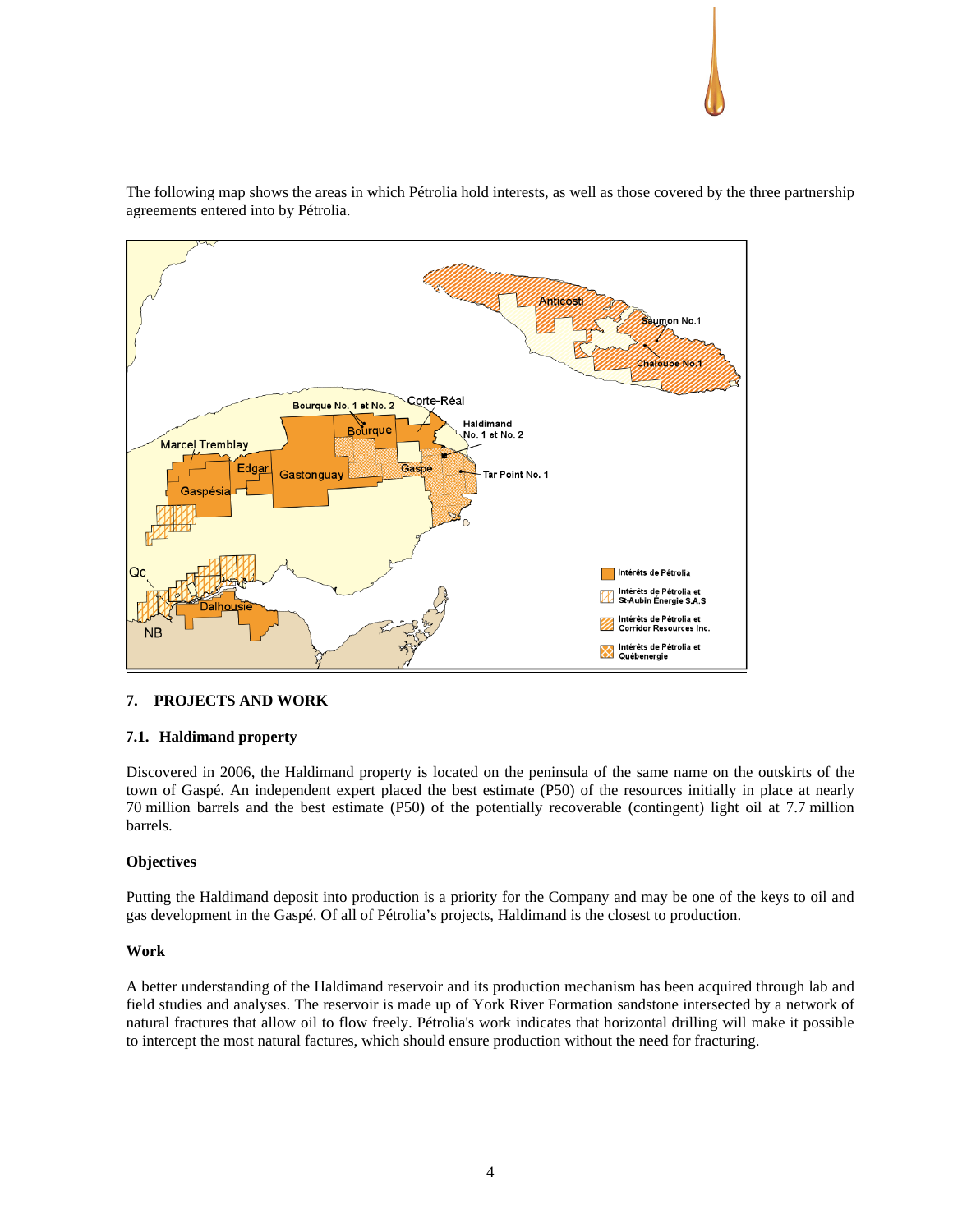The following map shows the areas in which Pétrolia hold interests, as well as those covered by the three partnership agreements entered into by Pétrolia.

## 7. PROJECTS AND WORK

### 7.1. Haldimand property

Discovered in 2006, the Haldimand property is located on the peninsula of the same name on the outskirts of the town of Gaspé. An independent expert placed the best estimate (P50) of the resources initially in place at nearly 70 million barrels and the best estimate (P50) of the potentially recoverable (contingent) light oil at 7.7 million barrels.

**Objectives**

Putting the Haldimand deposit into production is a priority for the Company and may be one of the keys to oil and gas development in the Gaspé. Of all of Pétrolia's projects, Haldimand is the closest to production.

**Work**

A better understanding of the Haldimand reservoir and its production mechanism has been acquired through lab and field studies and analyses. The reservoir is made up of York River Formation sandstone intersected by a network of natural fractures that allow oil to flow freely. Pétrolia's work indicates that horizontal drilling will make it possible to intercept the most natural factures, which should ensure production without the need for fracturing.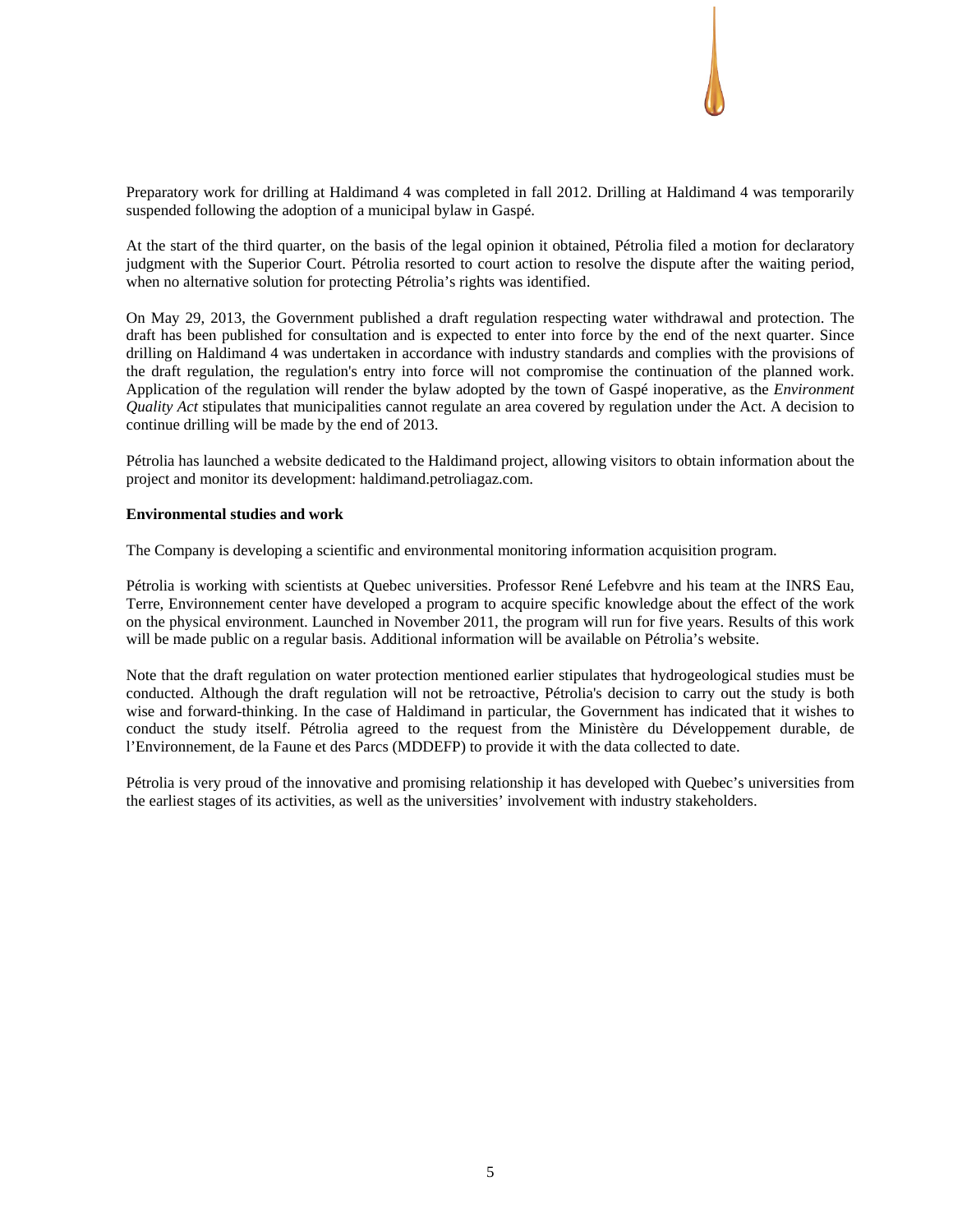Preparatory work for drilling at Haldimand 4 was completed in fall 2012. Drilling at Haldimand 4 was temporarily suspended following the adoption of a municipal bylaw in Gaspé.

At the start of the third quarter, on the basis of the legal opinion it obtained, Pétrolia filed a motion for declaratory judgment with the Superior Court. Pétrolia resorted to court action to resolve the dispute after the waiting period, when no alternative solution for protecting Pétrolia's rights was identified.

On May 29, 2013, the Government published a draft regulation respecting water withdrawal and protection. The draft has been published for consultation and is expected to enter into force by the end of the next quarter. Since drilling on Haldimand 4 was undertaken in accordance with industry standards and complies with the provisions of the draft regulation, the regulation's entry into force will not compromise the continuation of the planned work. Application of the regulation will render the bylaw adopted by the town of Gaspé inoperative, as the *Environment Quality Act* stipulates that municipalities cannot regulate an area covered by regulation under the Act. A decision to continue drilling will be made by the end of 2013.

Pétrolia has launched a website dedicated to the Haldimand project, allowing visitors to obtain information about the project and monitor its development: haldimand.petroliagaz.com.

**Environmental studies and work**

The Company is developing a scientific and environmental monitoring information acquisition program.

Pétrolia is working with scientists at Quebec universities. Professor René Lefebvre and his team at the INRS Eau, Terre, Environnement center have developed a program to acquire specific knowledge about the effect of the work on the physical environment. Launched in November 2011, the program will run for five years. Results of this work will be made public on a regular basis. Additional information will be available on Pétrolia's website.

Note that the draft regulation on water protection mentioned earlier stipulates that hydrogeological studies must be conducted. Although the draft regulation will not be retroactive, Pétrolia's decision to carry out the study is both wise and forward-thinking. In the case of Haldimand in particular, the Government has indicated that it wishes to conduct the study itself. Pétrolia agreed to the request from the Ministère du Développement durable, de l'Environnement, de la Faune et des Parcs (MDDEFP) to provide it with the data collected to date.

Pétrolia is very proud of the innovative and promising relationship it has developed with Quebec's universities from the earliest stages of its activities, as well as the universities' involvement with industry stakeholders.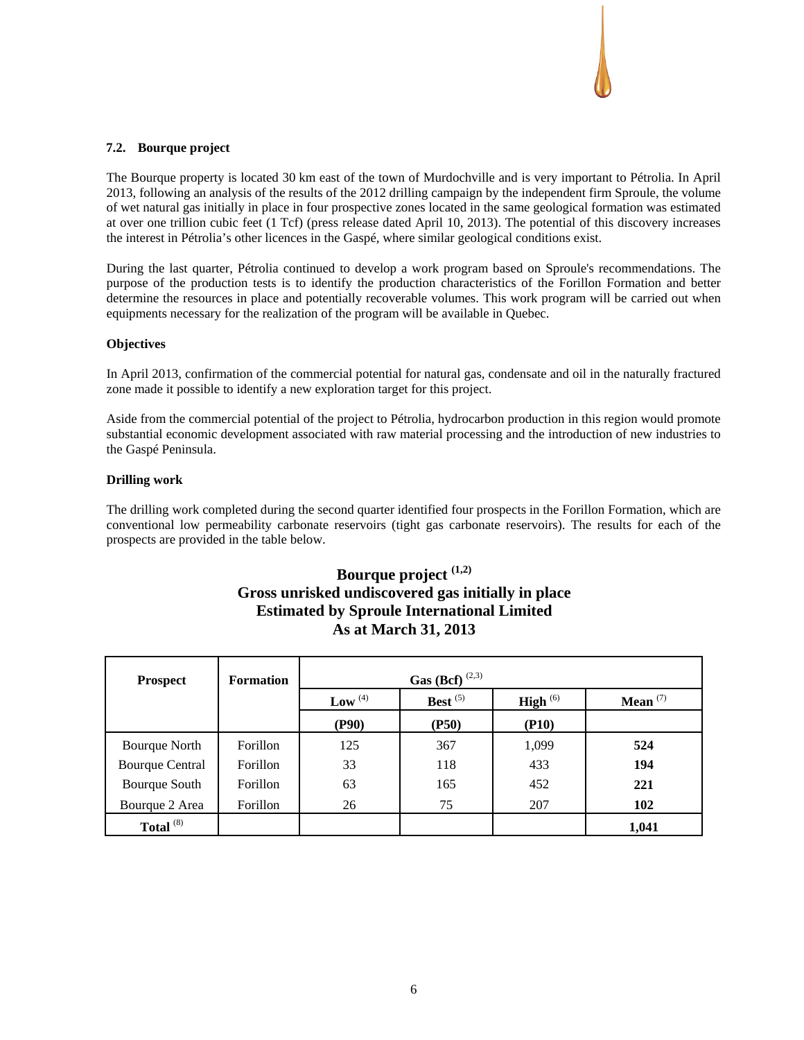### 7.2. Bourque project

The Bourque property is located 30 km east of the town of Murdochville and is very important to Pétrolia. In April 2013, following an analysis of the results of the 2012 drilling campaign by the independent firm Sproule, the volume of wet natural gas initially in place in four prospective zones located in the same geological formation was estimated at over one trillion cubic feet (1 Tcf) (press release dated April 10, 2013). The potential of this discovery increases the interest in Pétrolia's other licences in the Gaspé, where similar geological conditions exist.

During the last quarter, Pétrolia continued to develop a work program based on Sproule's recommendations. The purpose of the production tests is to identify the production characteristics of the Forillon Formation and better determine the resources in place and potentially recoverable volumes. This work program will be carried out when equipments necessary for the realization of the program will be available in Quebec.

**Objectives**

In April 2013, confirmation of the commercial potential for natural gas, condensate and oil in the naturally fractured zone made it possible to identify a new exploration target for this project.

Aside from the commercial potential of the project to Pétrolia, hydrocarbon production in this region would promote substantial economic development associated with raw material processing and the introduction of new industries to the Gaspé Peninsula.

**Drilling work**

The drilling work completed during the second quarter identified four prospects in the Forillon Formation, which are conventional low permeability carbonate reservoirs (tight gas carbonate reservoirs). The results for each of the prospects are provided in the table below.

**Bourque project [1,2]**
**Gross unrisked undiscovered gas initially in place**
**Estimated by Sproule International Limited**
**As at March 31, 2013**

| **Prospect** | **Formation** | **Gas (Bcf) [2,3]** | | | |
|---|---|---|---|---|---|
| | | **Low [4]** | **Best [5]** | **High [6]** | **Mean [7]** |
| | | **(P90)** | **(P50)** | **(P10)** | |
| Bourque North | Forillon | 125 | 367 | 1,099 | **524** |
| Bourque Central | Forillon | 33 | 118 | 433 | **194** |
| Bourque South | Forillon | 63 | 165 | 452 | **221** |
| Bourque 2 Area | Forillon | 26 | 75 | 207 | **102** |
| **Total [8]** | | | | | **1,041** |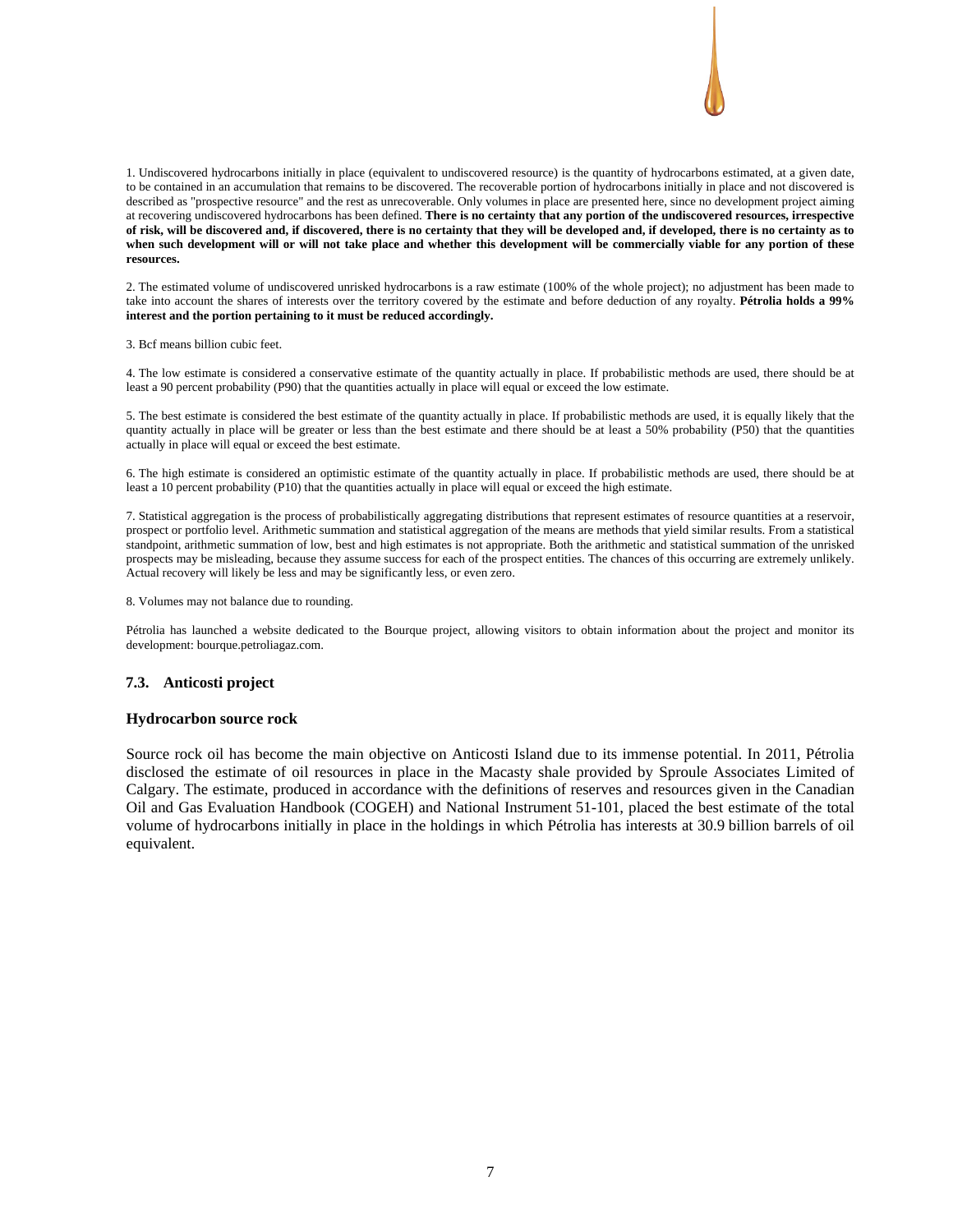1. Undiscovered hydrocarbons initially in place (equivalent to undiscovered resource) is the quantity of hydrocarbons estimated, at a given date, to be contained in an accumulation that remains to be discovered. The recoverable portion of hydrocarbons initially in place and not discovered is described as "prospective resource" and the rest as unrecoverable. Only volumes in place are presented here, since no development project aiming at recovering undiscovered hydrocarbons has been defined. **There is no certainty that any portion of the undiscovered resources, irrespective of risk, will be discovered and, if discovered, there is no certainty that they will be developed and, if developed, there is no certainty as to when such development will or will not take place and whether this development will be commercially viable for any portion of these resources.**

2. The estimated volume of undiscovered unrisked hydrocarbons is a raw estimate (100% of the whole project); no adjustment has been made to take into account the shares of interests over the territory covered by the estimate and before deduction of any royalty. **Pétrolia holds a 99% interest and the portion pertaining to it must be reduced accordingly.**

3. Bcf means billion cubic feet.

4. The low estimate is considered a conservative estimate of the quantity actually in place. If probabilistic methods are used, there should be at least a 90 percent probability (P90) that the quantities actually in place will equal or exceed the low estimate.

5. The best estimate is considered the best estimate of the quantity actually in place. If probabilistic methods are used, it is equally likely that the quantity actually in place will be greater or less than the best estimate and there should be at least a 50% probability (P50) that the quantities actually in place will equal or exceed the best estimate.

6. The high estimate is considered an optimistic estimate of the quantity actually in place. If probabilistic methods are used, there should be at least a 10 percent probability (P10) that the quantities actually in place will equal or exceed the high estimate.

7. Statistical aggregation is the process of probabilistically aggregating distributions that represent estimates of resource quantities at a reservoir, prospect or portfolio level. Arithmetic summation and statistical aggregation of the means are methods that yield similar results. From a statistical standpoint, arithmetic summation of low, best and high estimates is not appropriate. Both the arithmetic and statistical summation of the unrisked prospects may be misleading, because they assume success for each of the prospect entities. The chances of this occurring are extremely unlikely. Actual recovery will likely be less and may be significantly less, or even zero.

8. Volumes may not balance due to rounding.

Pétrolia has launched a website dedicated to the Bourque project, allowing visitors to obtain information about the project and monitor its development: bourque.petroliagaz.com.

## 7.3. Anticosti project

### Hydrocarbon source rock

Source rock oil has become the main objective on Anticosti Island due to its immense potential. In 2011, Pétrolia disclosed the estimate of oil resources in place in the Macasty shale provided by Sproule Associates Limited of Calgary. The estimate, produced in accordance with the definitions of reserves and resources given in the Canadian Oil and Gas Evaluation Handbook (COGEH) and National Instrument 51-101, placed the best estimate of the total volume of hydrocarbons initially in place in the holdings in which Pétrolia has interests at 30.9 billion barrels of oil equivalent.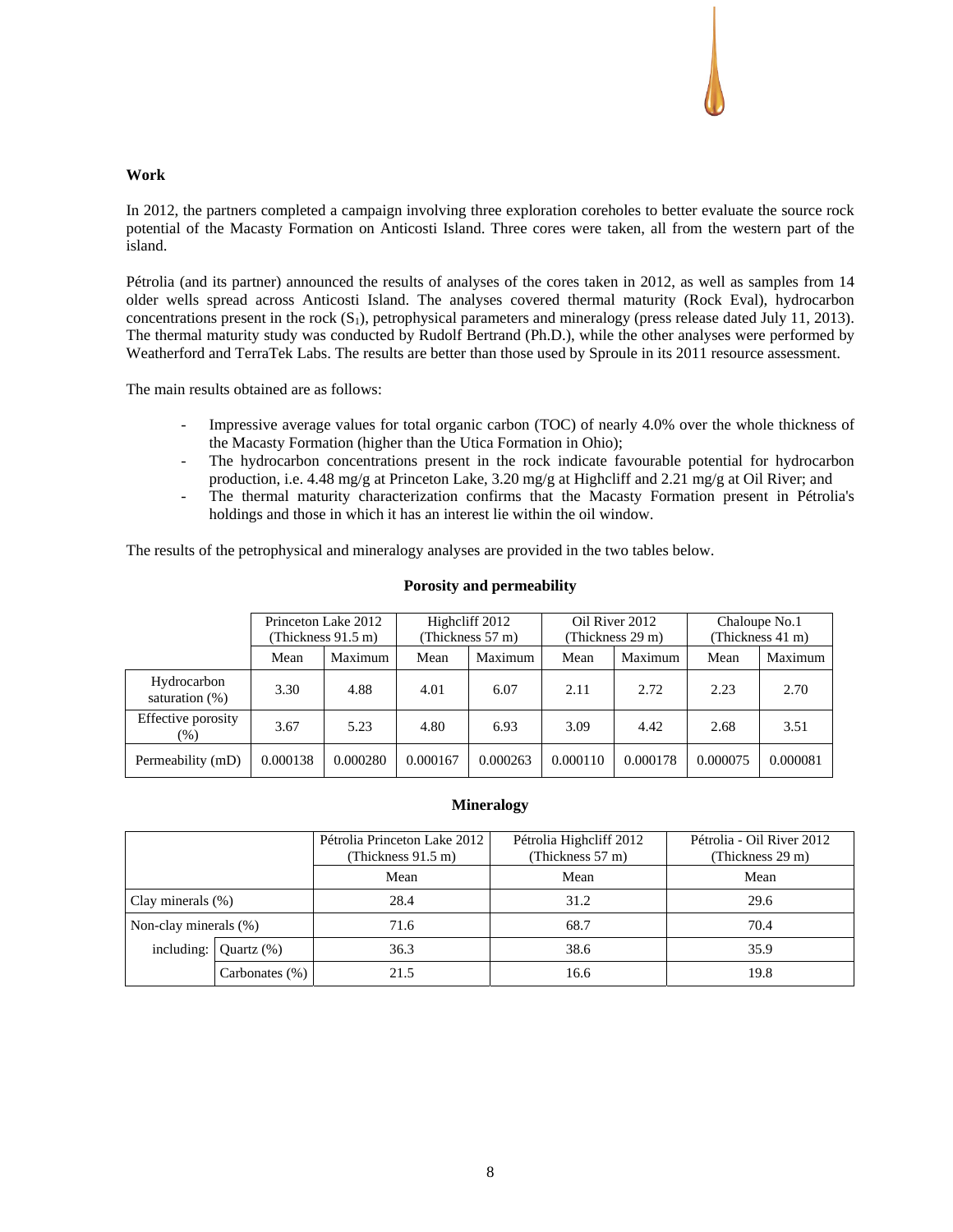**Work**

In 2012, the partners completed a campaign involving three exploration coreholes to better evaluate the source rock potential of the Macasty Formation on Anticosti Island. Three cores were taken, all from the western part of the island.

Pétrolia (and its partner) announced the results of analyses of the cores taken in 2012, as well as samples from 14 older wells spread across Anticosti Island. The analyses covered thermal maturity (Rock Eval), hydrocarbon concentrations present in the rock ($S_1$), petrophysical parameters and mineralogy (press release dated July 11, 2013). The thermal maturity study was conducted by Rudolf Bertrand (Ph.D.), while the other analyses were performed by Weatherford and TerraTek Labs. The results are better than those used by Sproule in its 2011 resource assessment.

The main results obtained are as follows:

- Impressive average values for total organic carbon (TOC) of nearly 4.0% over the whole thickness of the Macasty Formation (higher than the Utica Formation in Ohio);
- The hydrocarbon concentrations present in the rock indicate favourable potential for hydrocarbon production, i.e. 4.48 mg/g at Princeton Lake, 3.20 mg/g at Highcliff and 2.21 mg/g at Oil River; and
- The thermal maturity characterization confirms that the Macasty Formation present in Pétrolia's holdings and those in which it has an interest lie within the oil window.

The results of the petrophysical and mineralogy analyses are provided in the two tables below.

**Porosity and permeability**

| | Princeton Lake 2012 (Thickness 91.5 m) | | Highcliff 2012 (Thickness 57 m) | | Oil River 2012 (Thickness 29 m) | | Chaloupe No.1 (Thickness 41 m) | |
|---|---|---|---|---|---|---|---|---|
| | Mean | Maximum | Mean | Maximum | Mean | Maximum | Mean | Maximum |
| Hydrocarbon saturation (%) | 3.30 | 4.88 | 4.01 | 6.07 | 2.11 | 2.72 | 2.23 | 2.70 |
| Effective porosity (%) | 3.67 | 5.23 | 4.80 | 6.93 | 3.09 | 4.42 | 2.68 | 3.51 |
| Permeability (mD) | 0.000138 | 0.000280 | 0.000167 | 0.000263 | 0.000110 | 0.000178 | 0.000075 | 0.000081 |

**Mineralogy**

| | | Pétrolia Princeton Lake 2012 (Thickness 91.5 m) | Pétrolia Highcliff 2012 (Thickness 57 m) | Pétrolia - Oil River 2012 (Thickness 29 m) |
|---|---|---|---|---|
| | | Mean | Mean | Mean |
| Clay minerals (%) | | 28.4 | 31.2 | 29.6 |
| Non-clay minerals (%) | | 71.6 | 68.7 | 70.4 |
| including: | Quartz (%) | 36.3 | 38.6 | 35.9 |
| | Carbonates (%) | 21.5 | 16.6 | 19.8 |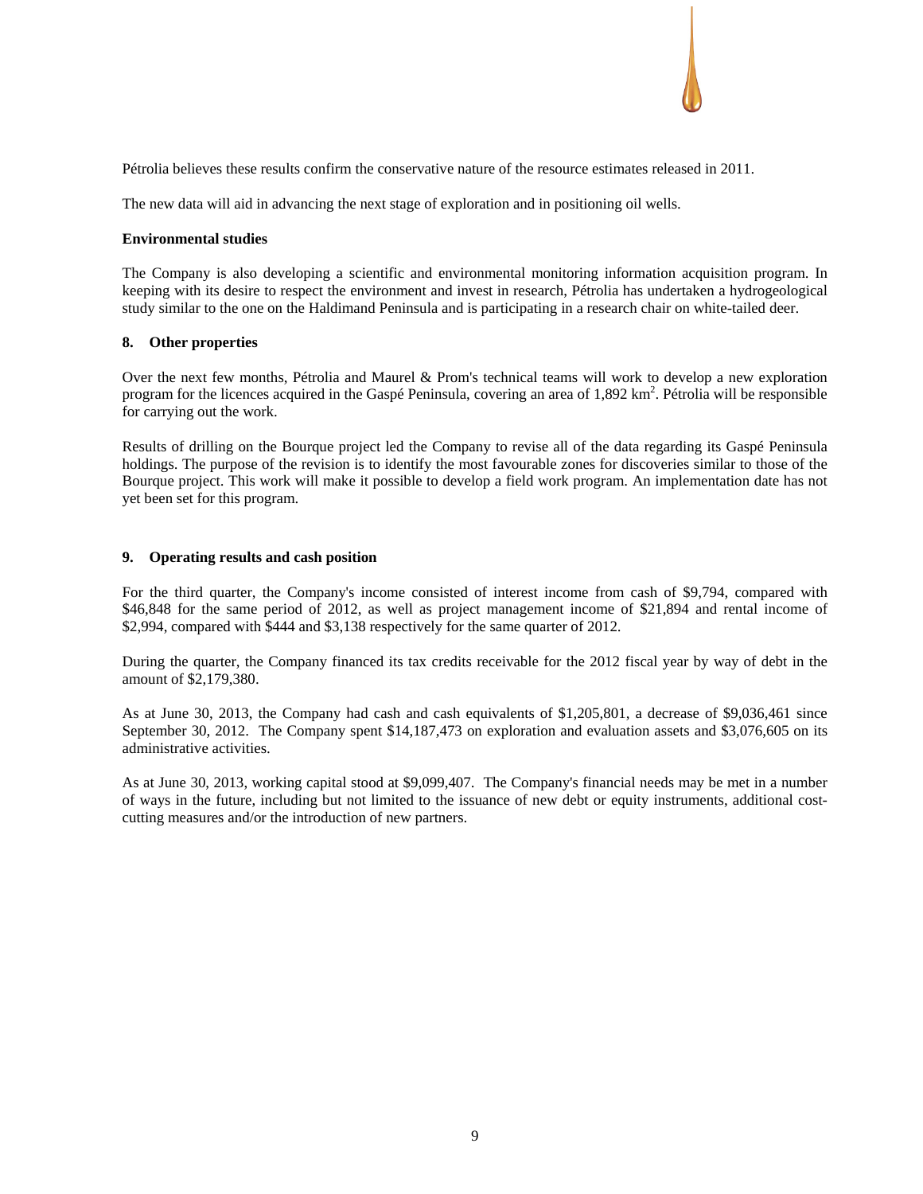Pétrolia believes these results confirm the conservative nature of the resource estimates released in 2011.

The new data will aid in advancing the next stage of exploration and in positioning oil wells.

**Environmental studies**

The Company is also developing a scientific and environmental monitoring information acquisition program. In keeping with its desire to respect the environment and invest in research, Pétrolia has undertaken a hydrogeological study similar to the one on the Haldimand Peninsula and is participating in a research chair on white-tailed deer.

## 8. Other properties

Over the next few months, Pétrolia and Maurel & Prom's technical teams will work to develop a new exploration program for the licences acquired in the Gaspé Peninsula, covering an area of 1,892 km$^2$. Pétrolia will be responsible for carrying out the work.

Results of drilling on the Bourque project led the Company to revise all of the data regarding its Gaspé Peninsula holdings. The purpose of the revision is to identify the most favourable zones for discoveries similar to those of the Bourque project. This work will make it possible to develop a field work program. An implementation date has not yet been set for this program.

## 9. Operating results and cash position

For the third quarter, the Company's income consisted of interest income from cash of $9,794, compared with $46,848 for the same period of 2012, as well as project management income of $21,894 and rental income of $2,994, compared with $444 and $3,138 respectively for the same quarter of 2012.

During the quarter, the Company financed its tax credits receivable for the 2012 fiscal year by way of debt in the amount of $2,179,380.

As at June 30, 2013, the Company had cash and cash equivalents of $1,205,801, a decrease of $9,036,461 since September 30, 2012. The Company spent $14,187,473 on exploration and evaluation assets and $3,076,605 on its administrative activities.

As at June 30, 2013, working capital stood at $9,099,407. The Company's financial needs may be met in a number of ways in the future, including but not limited to the issuance of new debt or equity instruments, additional cost-cutting measures and/or the introduction of new partners.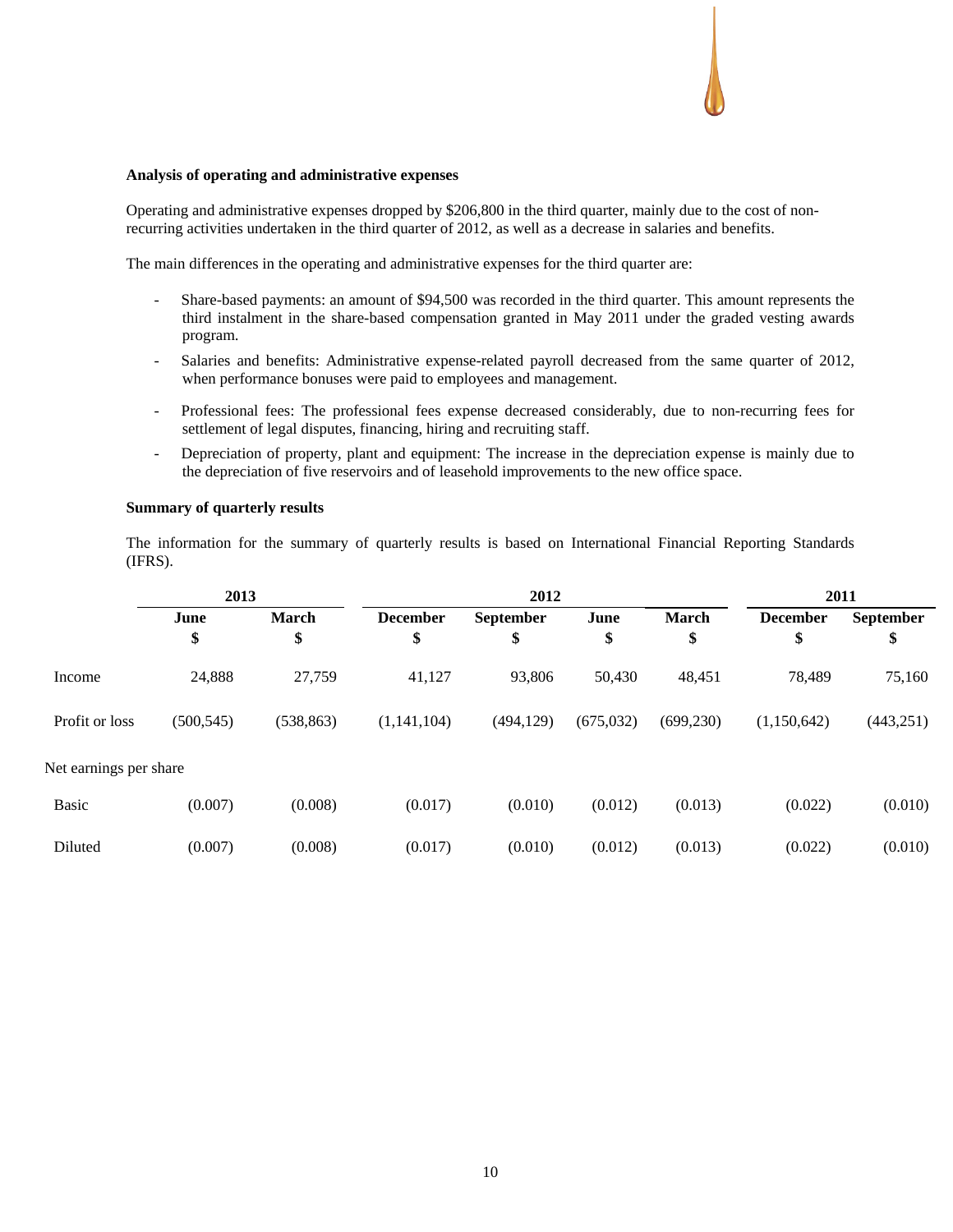**Analysis of operating and administrative expenses**

Operating and administrative expenses dropped by $206,800 in the third quarter, mainly due to the cost of non-recurring activities undertaken in the third quarter of 2012, as well as a decrease in salaries and benefits.

The main differences in the operating and administrative expenses for the third quarter are:

- Share-based payments: an amount of $94,500 was recorded in the third quarter. This amount represents the third instalment in the share-based compensation granted in May 2011 under the graded vesting awards program.
- Salaries and benefits: Administrative expense-related payroll decreased from the same quarter of 2012, when performance bonuses were paid to employees and management.
- Professional fees: The professional fees expense decreased considerably, due to non-recurring fees for settlement of legal disputes, financing, hiring and recruiting staff.
- Depreciation of property, plant and equipment: The increase in the depreciation expense is mainly due to the depreciation of five reservoirs and of leasehold improvements to the new office space.

**Summary of quarterly results**

The information for the summary of quarterly results is based on International Financial Reporting Standards (IFRS).

| | 2013 | | 2012 | | | | 2011 | |
|---|---|---|---|---|---|---|---|---|
| | June<br>$ | March<br>$ | December<br>$ | September<br>$ | June<br>$ | March<br>$ | December<br>$ | September<br>$ |
| Income | 24,888 | 27,759 | 41,127 | 93,806 | 50,430 | 48,451 | 78,489 | 75,160 |
| Profit or loss | (500,545) | (538,863) | (1,141,104) | (494,129) | (675,032) | (699,230) | (1,150,642) | (443,251) |
| Net earnings per share | | | | | | | | |
| Basic | (0.007) | (0.008) | (0.017) | (0.010) | (0.012) | (0.013) | (0.022) | (0.010) |
| Diluted | (0.007) | (0.008) | (0.017) | (0.010) | (0.012) | (0.013) | (0.022) | (0.010) |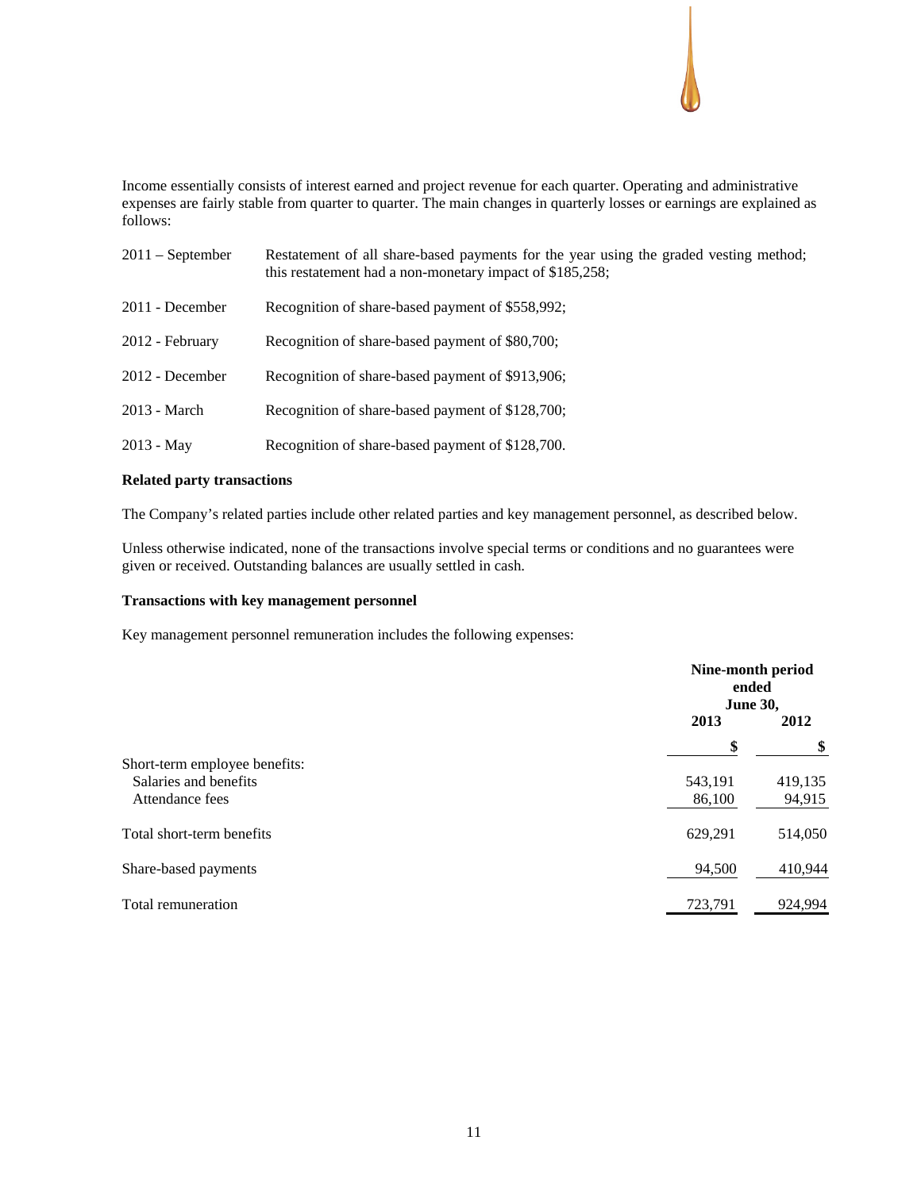Income essentially consists of interest earned and project revenue for each quarter. Operating and administrative expenses are fairly stable from quarter to quarter. The main changes in quarterly losses or earnings are explained as follows:

| | |
|---|---|
| 2011 – September | Restatement of all share-based payments for the year using the graded vesting method; this restatement had a non-monetary impact of $185,258; |
| 2011 - December | Recognition of share-based payment of $558,992; |
| 2012 - February | Recognition of share-based payment of $80,700; |
| 2012 - December | Recognition of share-based payment of $913,906; |
| 2013 - March | Recognition of share-based payment of $128,700; |
| 2013 - May | Recognition of share-based payment of $128,700. |

**Related party transactions**

The Company's related parties include other related parties and key management personnel, as described below.

Unless otherwise indicated, none of the transactions involve special terms or conditions and no guarantees were given or received. Outstanding balances are usually settled in cash.

**Transactions with key management personnel**

Key management personnel remuneration includes the following expenses:

| | Nine-month period ended June 30, | |
|---|---|---|
| | 2013 | 2012 |
| | $ | $ |
| Short-term employee benefits: | | |
| Salaries and benefits | 543,191 | 419,135 |
| Attendance fees | 86,100 | 94,915 |
| Total short-term benefits | 629,291 | 514,050 |
| Share-based payments | 94,500 | 410,944 |
| Total remuneration | 723,791 | 924,994 |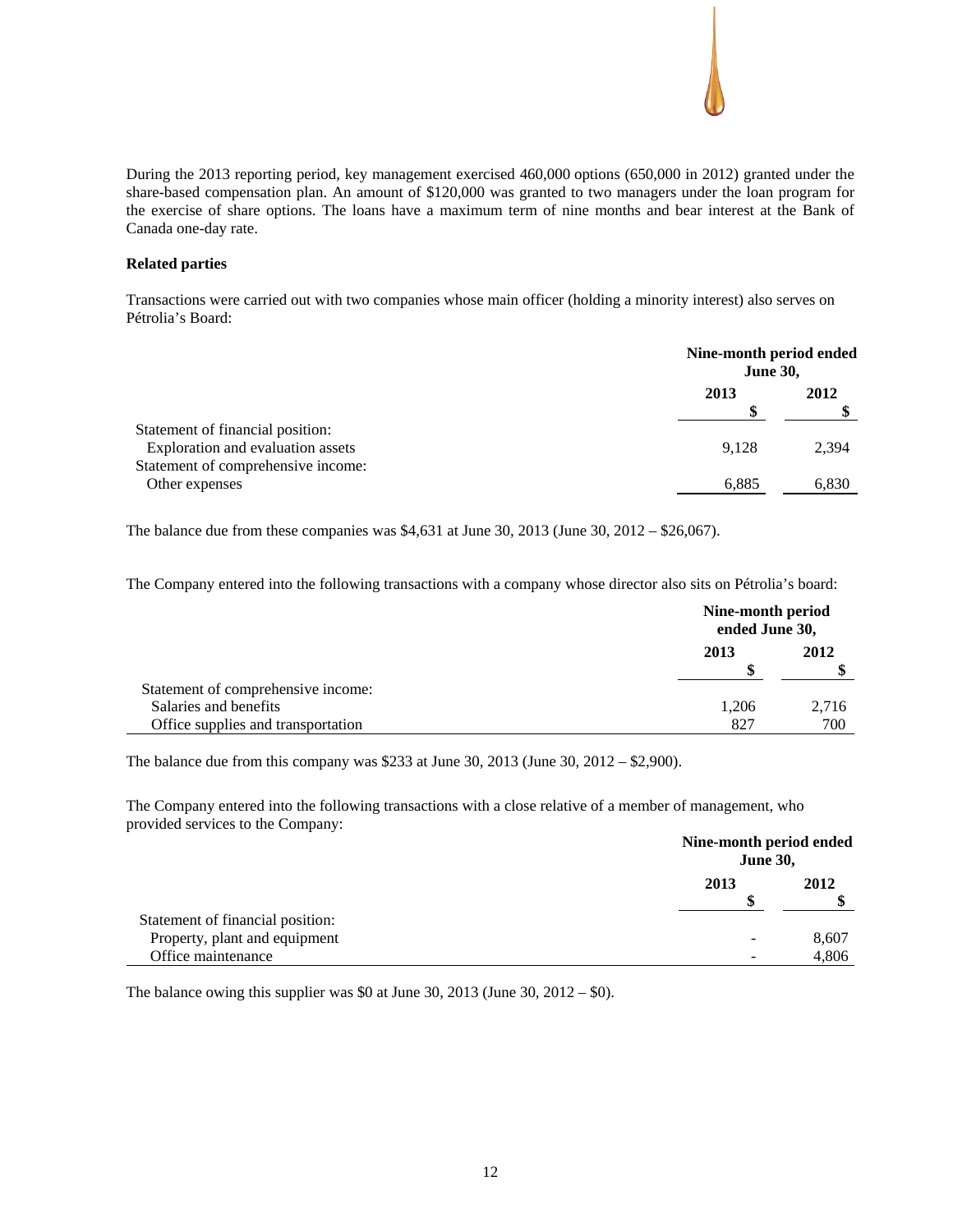During the 2013 reporting period, key management exercised 460,000 options (650,000 in 2012) granted under the share-based compensation plan. An amount of $120,000 was granted to two managers under the loan program for the exercise of share options. The loans have a maximum term of nine months and bear interest at the Bank of Canada one-day rate.

**Related parties**

Transactions were carried out with two companies whose main officer (holding a minority interest) also serves on Pétrolia's Board:

| | Nine-month period ended June 30, | |
|---|---|---|
| | 2013 | 2012 |
| | $ | $ |
| Statement of financial position: | | |
| Exploration and evaluation assets | 9,128 | 2,394 |
| Statement of comprehensive income: | | |
| Other expenses | 6,885 | 6,830 |

The balance due from these companies was $4,631 at June 30, 2013 (June 30, 2012 – $26,067).

The Company entered into the following transactions with a company whose director also sits on Pétrolia's board:

| | Nine-month period ended June 30, | |
|---|---|---|
| | 2013 | 2012 |
| | $ | $ |
| Statement of comprehensive income: | | |
| Salaries and benefits | 1,206 | 2,716 |
| Office supplies and transportation | 827 | 700 |

The balance due from this company was $233 at June 30, 2013 (June 30, 2012 – $2,900).

The Company entered into the following transactions with a close relative of a member of management, who provided services to the Company:

| | Nine-month period ended June 30, | |
|---|---|---|
| | 2013 | 2012 |
| | $ | $ |
| Statement of financial position: | | |
| Property, plant and equipment | - | 8,607 |
| Office maintenance | - | 4,806 |

The balance owing this supplier was $0 at June 30, 2013 (June 30, 2012 – $0).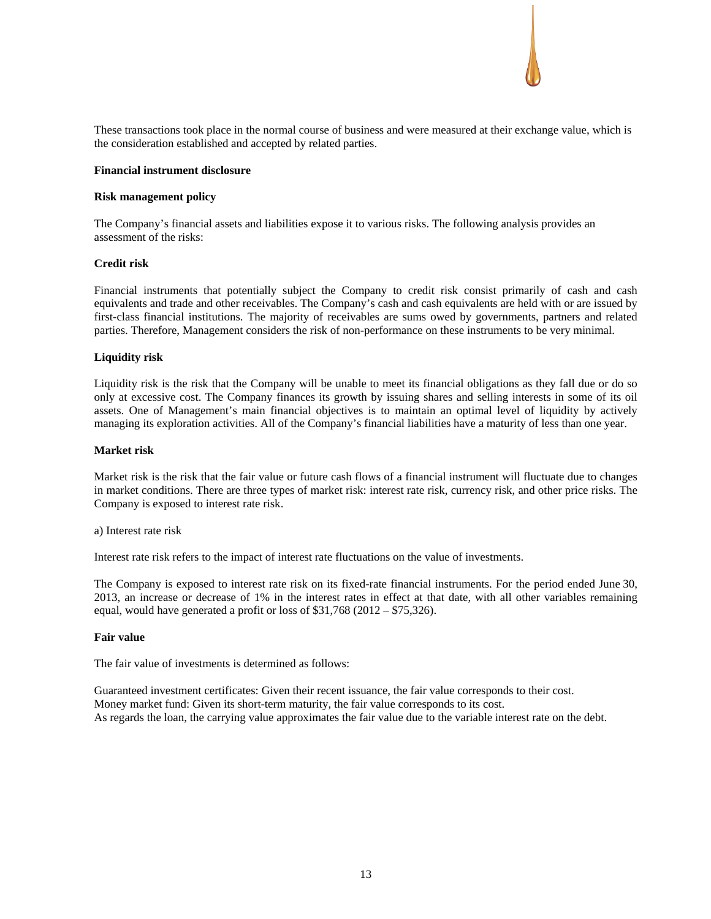These transactions took place in the normal course of business and were measured at their exchange value, which is the consideration established and accepted by related parties.

**Financial instrument disclosure**

**Risk management policy**

The Company's financial assets and liabilities expose it to various risks. The following analysis provides an assessment of the risks:

**Credit risk**

Financial instruments that potentially subject the Company to credit risk consist primarily of cash and cash equivalents and trade and other receivables. The Company's cash and cash equivalents are held with or are issued by first-class financial institutions. The majority of receivables are sums owed by governments, partners and related parties. Therefore, Management considers the risk of non-performance on these instruments to be very minimal.

**Liquidity risk**

Liquidity risk is the risk that the Company will be unable to meet its financial obligations as they fall due or do so only at excessive cost. The Company finances its growth by issuing shares and selling interests in some of its oil assets. One of Management's main financial objectives is to maintain an optimal level of liquidity by actively managing its exploration activities. All of the Company's financial liabilities have a maturity of less than one year.

**Market risk**

Market risk is the risk that the fair value or future cash flows of a financial instrument will fluctuate due to changes in market conditions. There are three types of market risk: interest rate risk, currency risk, and other price risks. The Company is exposed to interest rate risk.

a) Interest rate risk

Interest rate risk refers to the impact of interest rate fluctuations on the value of investments.

The Company is exposed to interest rate risk on its fixed-rate financial instruments. For the period ended June 30, 2013, an increase or decrease of 1% in the interest rates in effect at that date, with all other variables remaining equal, would have generated a profit or loss of $31,768 (2012 – $75,326).

**Fair value**

The fair value of investments is determined as follows:

Guaranteed investment certificates: Given their recent issuance, the fair value corresponds to their cost.
Money market fund: Given its short-term maturity, the fair value corresponds to its cost.
As regards the loan, the carrying value approximates the fair value due to the variable interest rate on the debt.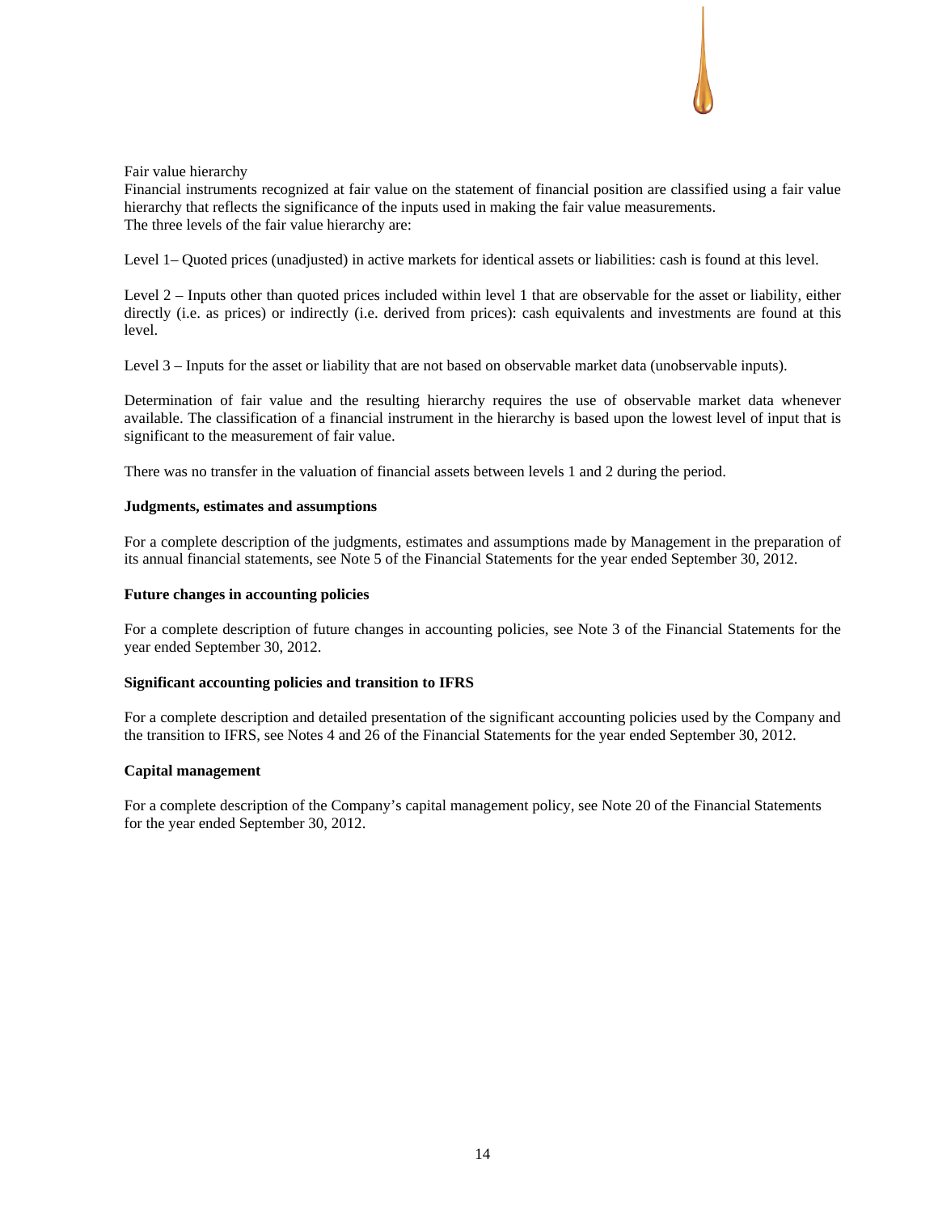Fair value hierarchy

Financial instruments recognized at fair value on the statement of financial position are classified using a fair value hierarchy that reflects the significance of the inputs used in making the fair value measurements.
The three levels of the fair value hierarchy are:

Level 1– Quoted prices (unadjusted) in active markets for identical assets or liabilities: cash is found at this level.

Level 2 – Inputs other than quoted prices included within level 1 that are observable for the asset or liability, either directly (i.e. as prices) or indirectly (i.e. derived from prices): cash equivalents and investments are found at this level.

Level 3 – Inputs for the asset or liability that are not based on observable market data (unobservable inputs).

Determination of fair value and the resulting hierarchy requires the use of observable market data whenever available. The classification of a financial instrument in the hierarchy is based upon the lowest level of input that is significant to the measurement of fair value.

There was no transfer in the valuation of financial assets between levels 1 and 2 during the period.

**Judgments, estimates and assumptions**

For a complete description of the judgments, estimates and assumptions made by Management in the preparation of its annual financial statements, see Note 5 of the Financial Statements for the year ended September 30, 2012.

**Future changes in accounting policies**

For a complete description of future changes in accounting policies, see Note 3 of the Financial Statements for the year ended September 30, 2012.

**Significant accounting policies and transition to IFRS**

For a complete description and detailed presentation of the significant accounting policies used by the Company and the transition to IFRS, see Notes 4 and 26 of the Financial Statements for the year ended September 30, 2012.

**Capital management**

For a complete description of the Company's capital management policy, see Note 20 of the Financial Statements for the year ended September 30, 2012.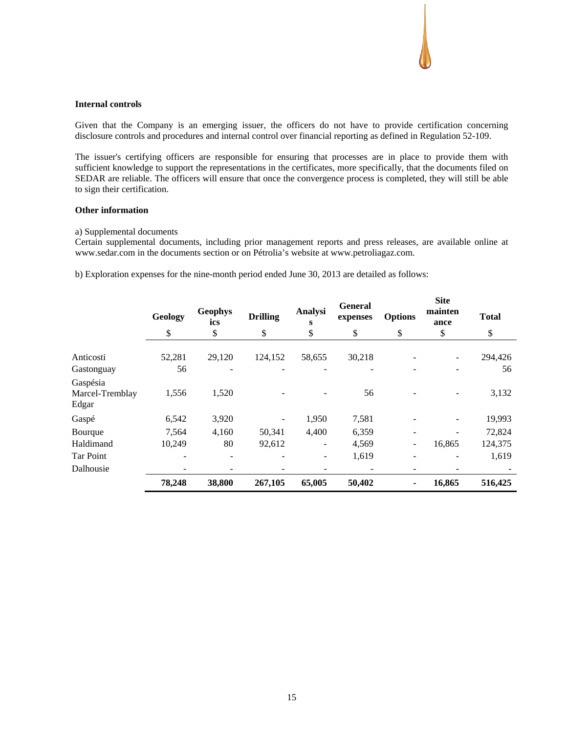### Internal controls

Given that the Company is an emerging issuer, the officers do not have to provide certification concerning disclosure controls and procedures and internal control over financial reporting as defined in Regulation 52-109.

The issuer's certifying officers are responsible for ensuring that processes are in place to provide them with sufficient knowledge to support the representations in the certificates, more specifically, that the documents filed on SEDAR are reliable. The officers will ensure that once the convergence process is completed, they will still be able to sign their certification.

### Other information

a) Supplemental documents
Certain supplemental documents, including prior management reports and press releases, are available online at www.sedar.com in the documents section or on Pétrolia's website at www.petroliagaz.com.

b) Exploration expenses for the nine-month period ended June 30, 2013 are detailed as follows:

| | Geology | Geophysics | Drilling | Analysis | General expenses | Options | Site maintenance | Total |
|---|---|---|---|---|---|---|---|---|
| | $ | $ | $ | $ | $ | $ | $ | $ |
| Anticosti | 52,281 | 29,120 | 124,152 | 58,655 | 30,218 | - | - | 294,426 |
| Gastonguay | 56 | - | - | - | - | - | - | 56 |
| Gaspésia Marcel-Tremblay Edgar | 1,556 | 1,520 | - | - | 56 | - | - | 3,132 |
| Gaspé | 6,542 | 3,920 | - | 1,950 | 7,581 | - | - | 19,993 |
| Bourque | 7,564 | 4,160 | 50,341 | 4,400 | 6,359 | - | - | 72,824 |
| Haldimand | 10,249 | 80 | 92,612 | - | 4,569 | - | 16,865 | 124,375 |
| Tar Point | - | - | - | - | 1,619 | - | - | 1,619 |
| Dalhousie | - | - | - | - | - | - | - | - |
| | **78,248** | **38,800** | **267,105** | **65,005** | **50,402** | **-** | **16,865** | **516,425** |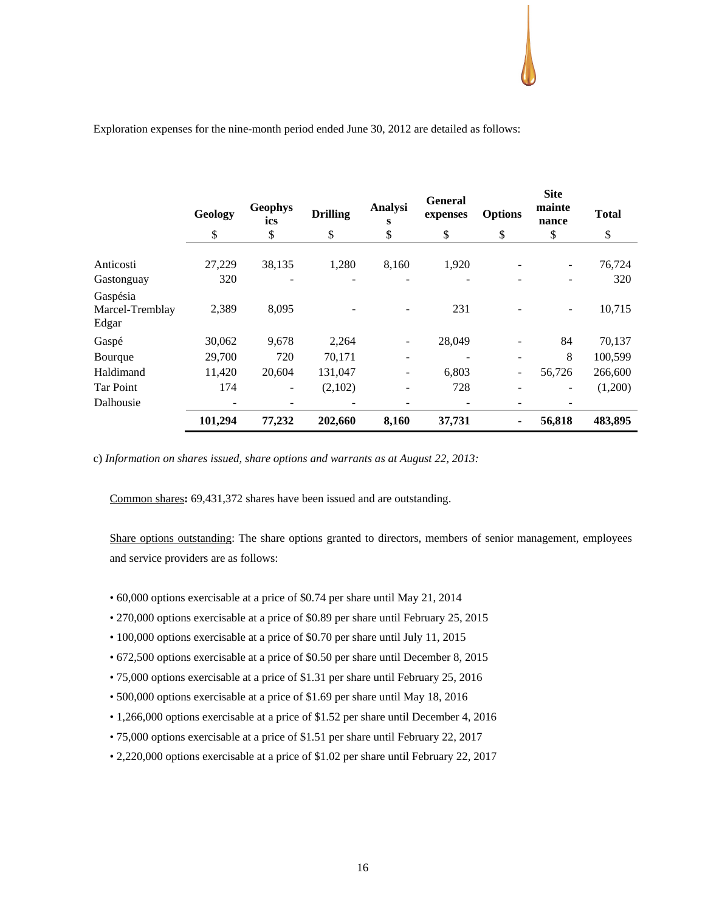Exploration expenses for the nine-month period ended June 30, 2012 are detailed as follows:

| | Geology | Geophysics | Drilling | Analysis | General expenses | Options | Site maintenance | Total |
|---|---|---|---|---|---|---|---|---|
| | $ | $ | $ | $ | $ | $ | $ | $ |
| Anticosti | 27,229 | 38,135 | 1,280 | 8,160 | 1,920 | - | - | 76,724 |
| Gastonguay | 320 | - | - | - | - | - | - | 320 |
| Gaspésia Marcel-Tremblay Edgar | 2,389 | 8,095 | - | - | 231 | - | - | 10,715 |
| Gaspé | 30,062 | 9,678 | 2,264 | - | 28,049 | - | 84 | 70,137 |
| Bourque | 29,700 | 720 | 70,171 | - | - | - | 8 | 100,599 |
| Haldimand | 11,420 | 20,604 | 131,047 | - | 6,803 | - | 56,726 | 266,600 |
| Tar Point | 174 | - | (2,102) | - | 728 | - | - | (1,200) |
| Dalhousie | - | - | - | - | - | - | - | |
| | **101,294** | **77,232** | **202,660** | **8,160** | **37,731** | **-** | **56,818** | **483,895** |

c) *Information on shares issued, share options and warrants as at August 22, 2013:*

Common shares**:** 69,431,372 shares have been issued and are outstanding.

Share options outstanding: The share options granted to directors, members of senior management, employees and service providers are as follows:

- 60,000 options exercisable at a price of $0.74 per share until May 21, 2014
- 270,000 options exercisable at a price of $0.89 per share until February 25, 2015
- 100,000 options exercisable at a price of $0.70 per share until July 11, 2015
- 672,500 options exercisable at a price of $0.50 per share until December 8, 2015
- 75,000 options exercisable at a price of $1.31 per share until February 25, 2016
- 500,000 options exercisable at a price of $1.69 per share until May 18, 2016
- 1,266,000 options exercisable at a price of $1.52 per share until December 4, 2016
- 75,000 options exercisable at a price of $1.51 per share until February 22, 2017
- 2,220,000 options exercisable at a price of $1.02 per share until February 22, 2017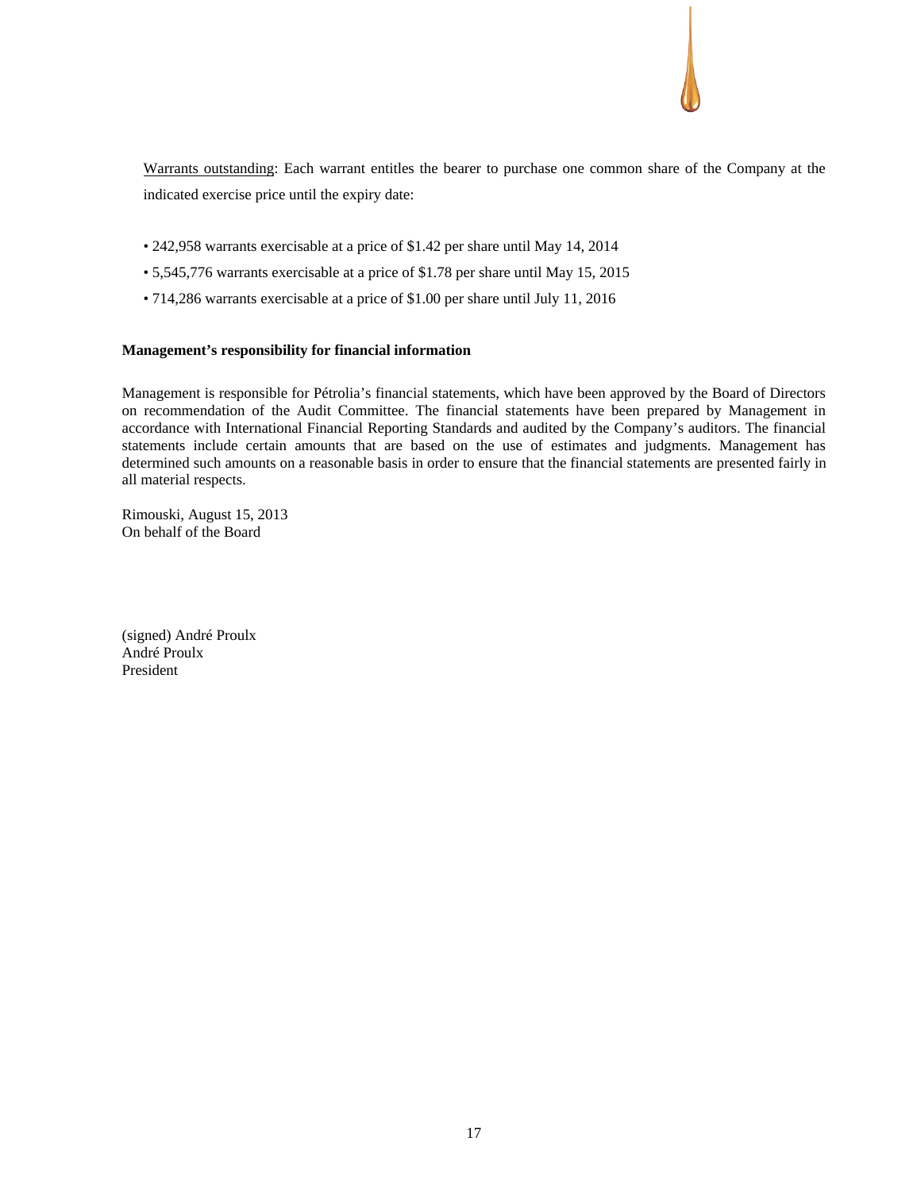Warrants outstanding: Each warrant entitles the bearer to purchase one common share of the Company at the indicated exercise price until the expiry date:

- 242,958 warrants exercisable at a price of $1.42 per share until May 14, 2014
- 5,545,776 warrants exercisable at a price of $1.78 per share until May 15, 2015
- 714,286 warrants exercisable at a price of $1.00 per share until July 11, 2016

**Management's responsibility for financial information**

Management is responsible for Pétrolia's financial statements, which have been approved by the Board of Directors on recommendation of the Audit Committee. The financial statements have been prepared by Management in accordance with International Financial Reporting Standards and audited by the Company's auditors. The financial statements include certain amounts that are based on the use of estimates and judgments. Management has determined such amounts on a reasonable basis in order to ensure that the financial statements are presented fairly in all material respects.

Rimouski, August 15, 2013
On behalf of the Board

(signed) André Proulx
André Proulx
President